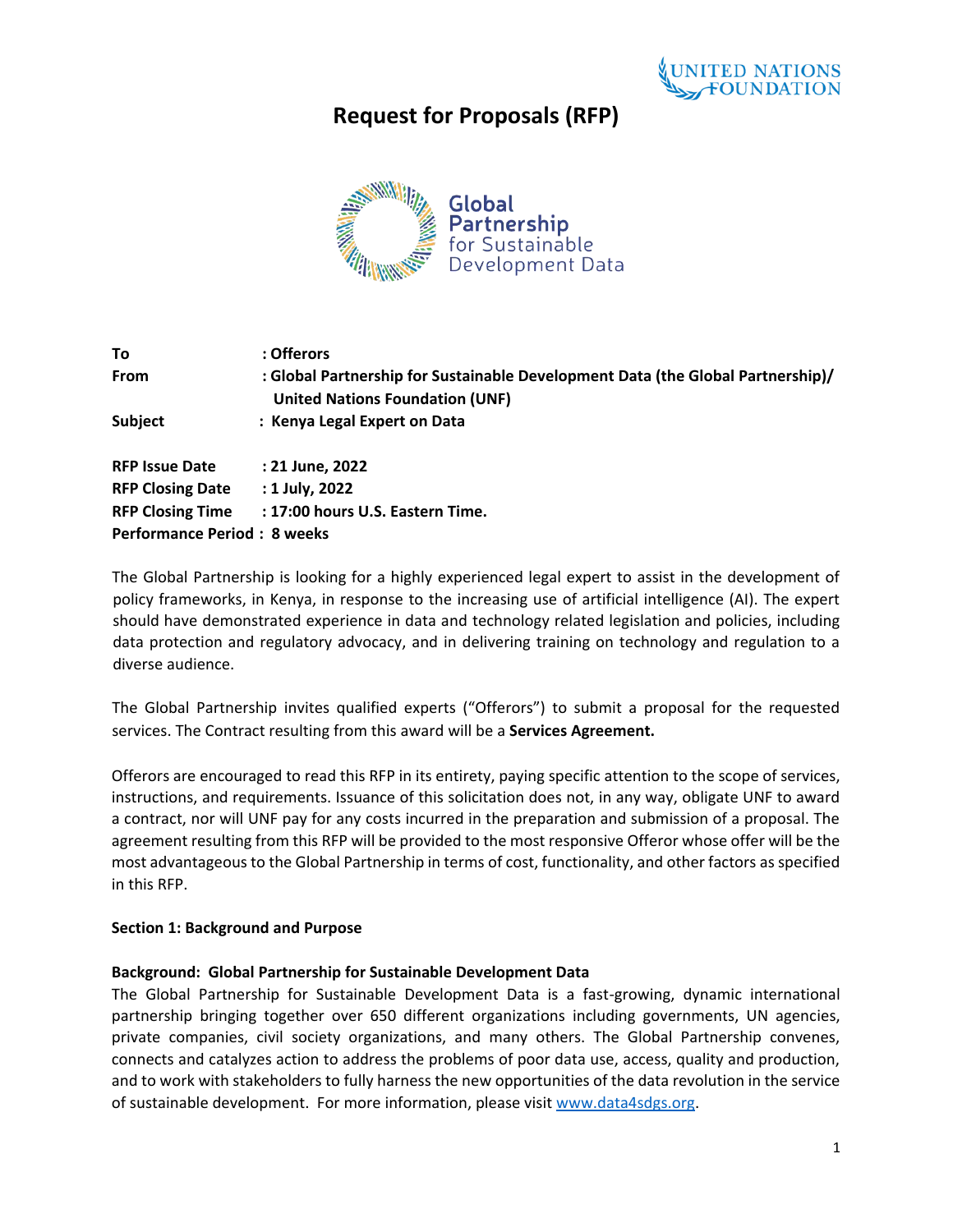# Request for Proposals (RFP)

| | |
|---|---|
| **To** | **: Offerors** |
| **From** | **: Global Partnership for Sustainable Development Data (the Global Partnership)/ United Nations Foundation (UNF)** |
| **Subject** | **: Kenya Legal Expert on Data** |
| | |
| **RFP Issue Date** | **: 21 June, 2022** |
| **RFP Closing Date** | **: 1 July, 2022** |
| **RFP Closing Time** | **: 17:00 hours U.S. Eastern Time.** |
| **Performance Period** | **: 8 weeks** |

The Global Partnership is looking for a highly experienced legal expert to assist in the development of policy frameworks, in Kenya, in response to the increasing use of artificial intelligence (AI). The expert should have demonstrated experience in data and technology related legislation and policies, including data protection and regulatory advocacy, and in delivering training on technology and regulation to a diverse audience.

The Global Partnership invites qualified experts ("Offerors") to submit a proposal for the requested services. The Contract resulting from this award will be a **Services Agreement.**

Offerors are encouraged to read this RFP in its entirety, paying specific attention to the scope of services, instructions, and requirements. Issuance of this solicitation does not, in any way, obligate UNF to award a contract, nor will UNF pay for any costs incurred in the preparation and submission of a proposal. The agreement resulting from this RFP will be provided to the most responsive Offeror whose offer will be the most advantageous to the Global Partnership in terms of cost, functionality, and other factors as specified in this RFP.

**Section 1: Background and Purpose**

**Background: Global Partnership for Sustainable Development Data**

The Global Partnership for Sustainable Development Data is a fast-growing, dynamic international partnership bringing together over 650 different organizations including governments, UN agencies, private companies, civil society organizations, and many others. The Global Partnership convenes, connects and catalyzes action to address the problems of poor data use, access, quality and production, and to work with stakeholders to fully harness the new opportunities of the data revolution in the service of sustainable development. For more information, please visit www.data4sdgs.org.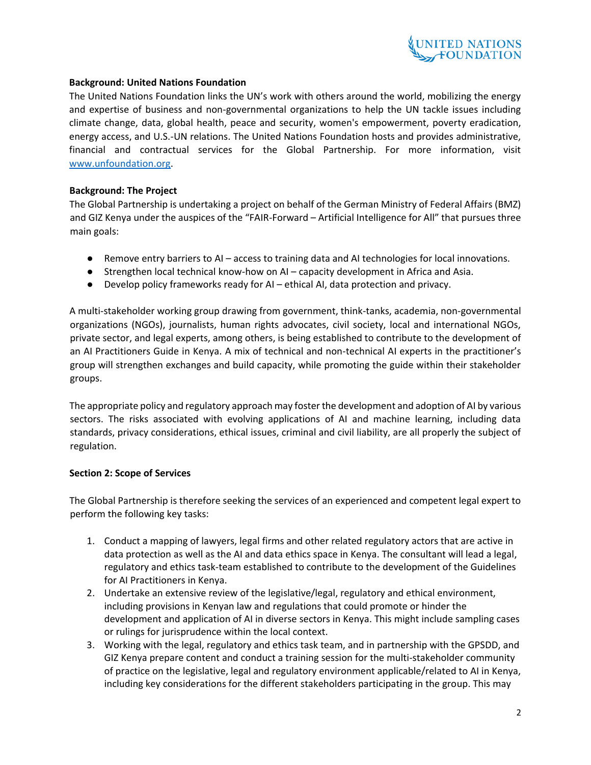**Background: United Nations Foundation**

The United Nations Foundation links the UN's work with others around the world, mobilizing the energy and expertise of business and non-governmental organizations to help the UN tackle issues including climate change, data, global health, peace and security, women's empowerment, poverty eradication, energy access, and U.S.-UN relations. The United Nations Foundation hosts and provides administrative, financial and contractual services for the Global Partnership. For more information, visit www.unfoundation.org.

**Background: The Project**

The Global Partnership is undertaking a project on behalf of the German Ministry of Federal Affairs (BMZ) and GIZ Kenya under the auspices of the "FAIR-Forward – Artificial Intelligence for All" that pursues three main goals:

- Remove entry barriers to AI – access to training data and AI technologies for local innovations.
- Strengthen local technical know-how on AI – capacity development in Africa and Asia.
- Develop policy frameworks ready for AI – ethical AI, data protection and privacy.

A multi-stakeholder working group drawing from government, think-tanks, academia, non-governmental organizations (NGOs), journalists, human rights advocates, civil society, local and international NGOs, private sector, and legal experts, among others, is being established to contribute to the development of an AI Practitioners Guide in Kenya. A mix of technical and non-technical AI experts in the practitioner's group will strengthen exchanges and build capacity, while promoting the guide within their stakeholder groups.

The appropriate policy and regulatory approach may foster the development and adoption of AI by various sectors. The risks associated with evolving applications of AI and machine learning, including data standards, privacy considerations, ethical issues, criminal and civil liability, are all properly the subject of regulation.

**Section 2: Scope of Services**

The Global Partnership is therefore seeking the services of an experienced and competent legal expert to perform the following key tasks:

1. Conduct a mapping of lawyers, legal firms and other related regulatory actors that are active in data protection as well as the AI and data ethics space in Kenya. The consultant will lead a legal, regulatory and ethics task-team established to contribute to the development of the Guidelines for AI Practitioners in Kenya.
2. Undertake an extensive review of the legislative/legal, regulatory and ethical environment, including provisions in Kenyan law and regulations that could promote or hinder the development and application of AI in diverse sectors in Kenya. This might include sampling cases or rulings for jurisprudence within the local context.
3. Working with the legal, regulatory and ethics task team, and in partnership with the GPSDD, and GIZ Kenya prepare content and conduct a training session for the multi-stakeholder community of practice on the legislative, legal and regulatory environment applicable/related to AI in Kenya, including key considerations for the different stakeholders participating in the group. This may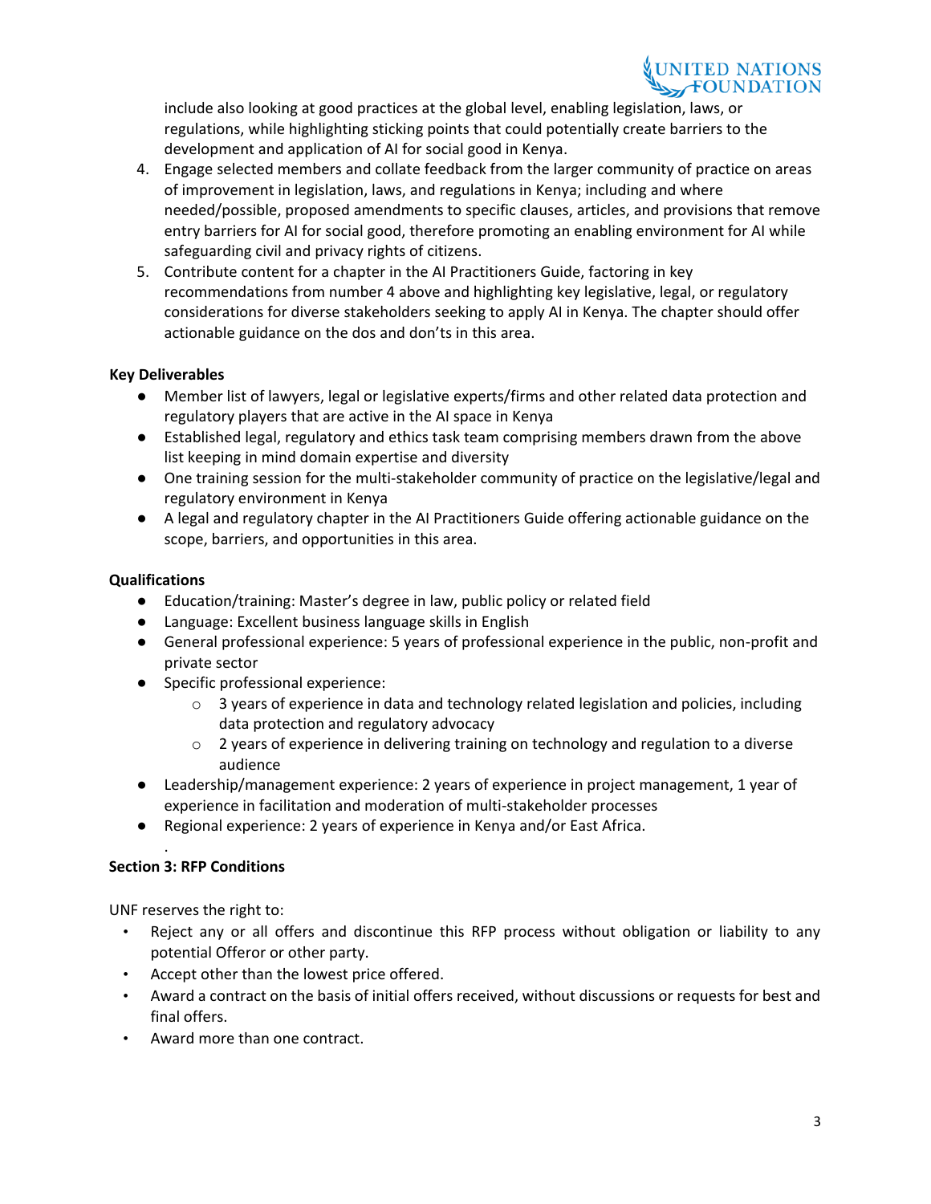include also looking at good practices at the global level, enabling legislation, laws, or regulations, while highlighting sticking points that could potentially create barriers to the development and application of AI for social good in Kenya.

4. Engage selected members and collate feedback from the larger community of practice on areas of improvement in legislation, laws, and regulations in Kenya; including and where needed/possible, proposed amendments to specific clauses, articles, and provisions that remove entry barriers for AI for social good, therefore promoting an enabling environment for AI while safeguarding civil and privacy rights of citizens.
5. Contribute content for a chapter in the AI Practitioners Guide, factoring in key recommendations from number 4 above and highlighting key legislative, legal, or regulatory considerations for diverse stakeholders seeking to apply AI in Kenya. The chapter should offer actionable guidance on the dos and don'ts in this area.

**Key Deliverables**

- Member list of lawyers, legal or legislative experts/firms and other related data protection and regulatory players that are active in the AI space in Kenya
- Established legal, regulatory and ethics task team comprising members drawn from the above list keeping in mind domain expertise and diversity
- One training session for the multi-stakeholder community of practice on the legislative/legal and regulatory environment in Kenya
- A legal and regulatory chapter in the AI Practitioners Guide offering actionable guidance on the scope, barriers, and opportunities in this area.

**Qualifications**

- Education/training: Master's degree in law, public policy or related field
- Language: Excellent business language skills in English
- General professional experience: 5 years of professional experience in the public, non-profit and private sector
- Specific professional experience:
  - 3 years of experience in data and technology related legislation and policies, including data protection and regulatory advocacy
  - 2 years of experience in delivering training on technology and regulation to a diverse audience
- Leadership/management experience: 2 years of experience in project management, 1 year of experience in facilitation and moderation of multi-stakeholder processes
- Regional experience: 2 years of experience in Kenya and/or East Africa.

**Section 3: RFP Conditions**

UNF reserves the right to:

- Reject any or all offers and discontinue this RFP process without obligation or liability to any potential Offeror or other party.
- Accept other than the lowest price offered.
- Award a contract on the basis of initial offers received, without discussions or requests for best and final offers.
- Award more than one contract.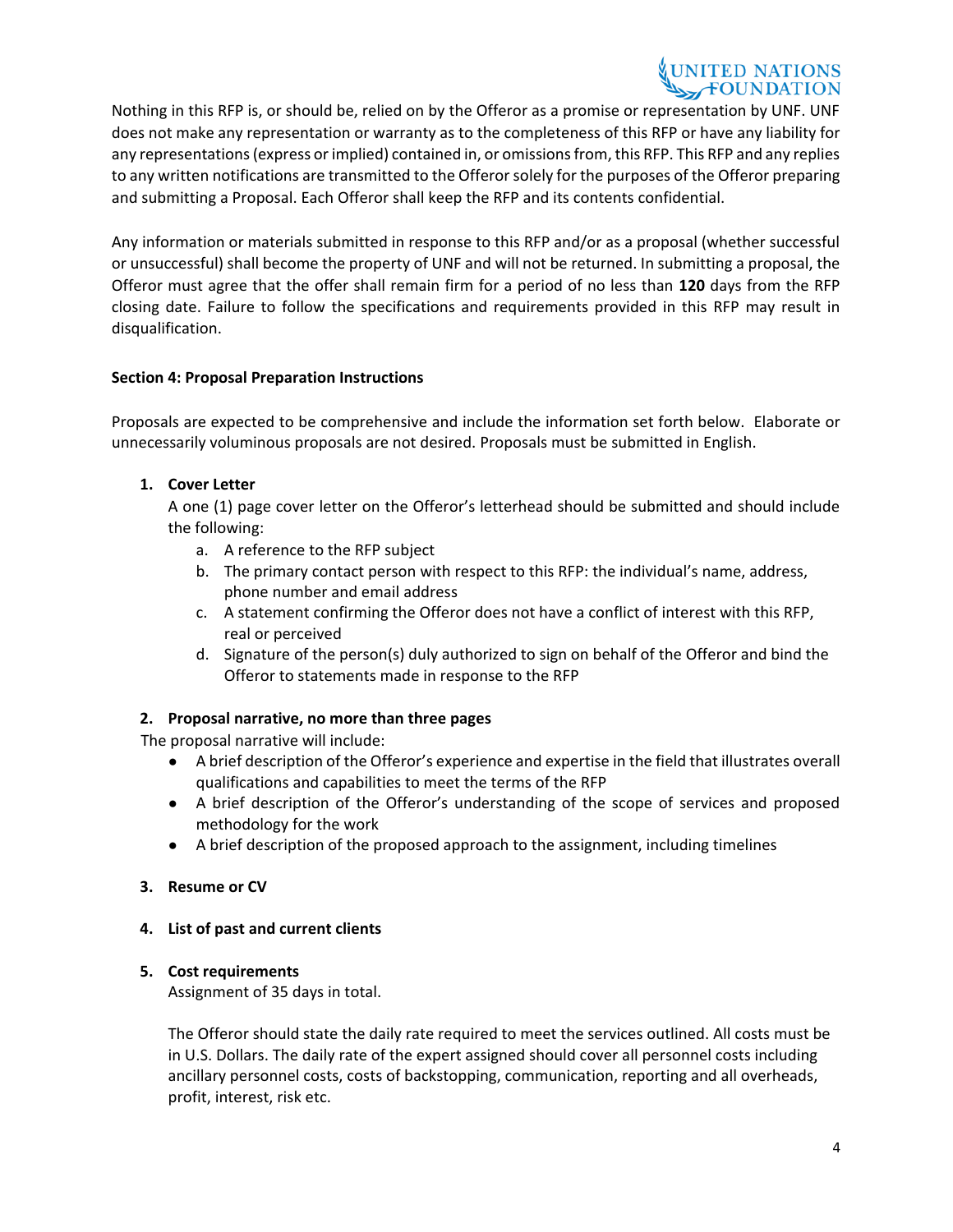Nothing in this RFP is, or should be, relied on by the Offeror as a promise or representation by UNF. UNF does not make any representation or warranty as to the completeness of this RFP or have any liability for any representations (express or implied) contained in, or omissions from, this RFP. This RFP and any replies to any written notifications are transmitted to the Offeror solely for the purposes of the Offeror preparing and submitting a Proposal. Each Offeror shall keep the RFP and its contents confidential.

Any information or materials submitted in response to this RFP and/or as a proposal (whether successful or unsuccessful) shall become the property of UNF and will not be returned. In submitting a proposal, the Offeror must agree that the offer shall remain firm for a period of no less than **120** days from the RFP closing date. Failure to follow the specifications and requirements provided in this RFP may result in disqualification.

**Section 4: Proposal Preparation Instructions**

Proposals are expected to be comprehensive and include the information set forth below. Elaborate or unnecessarily voluminous proposals are not desired. Proposals must be submitted in English.

1. **Cover Letter**
   A one (1) page cover letter on the Offeror's letterhead should be submitted and should include the following:
   a. A reference to the RFP subject
   b. The primary contact person with respect to this RFP: the individual's name, address, phone number and email address
   c. A statement confirming the Offeror does not have a conflict of interest with this RFP, real or perceived
   d. Signature of the person(s) duly authorized to sign on behalf of the Offeror and bind the Offeror to statements made in response to the RFP

2. **Proposal narrative, no more than three pages**
   The proposal narrative will include:
   - A brief description of the Offeror's experience and expertise in the field that illustrates overall qualifications and capabilities to meet the terms of the RFP
   - A brief description of the Offeror's understanding of the scope of services and proposed methodology for the work
   - A brief description of the proposed approach to the assignment, including timelines

3. **Resume or CV**

4. **List of past and current clients**

5. **Cost requirements**
   Assignment of 35 days in total.

   The Offeror should state the daily rate required to meet the services outlined. All costs must be in U.S. Dollars. The daily rate of the expert assigned should cover all personnel costs including ancillary personnel costs, costs of backstopping, communication, reporting and all overheads, profit, interest, risk etc.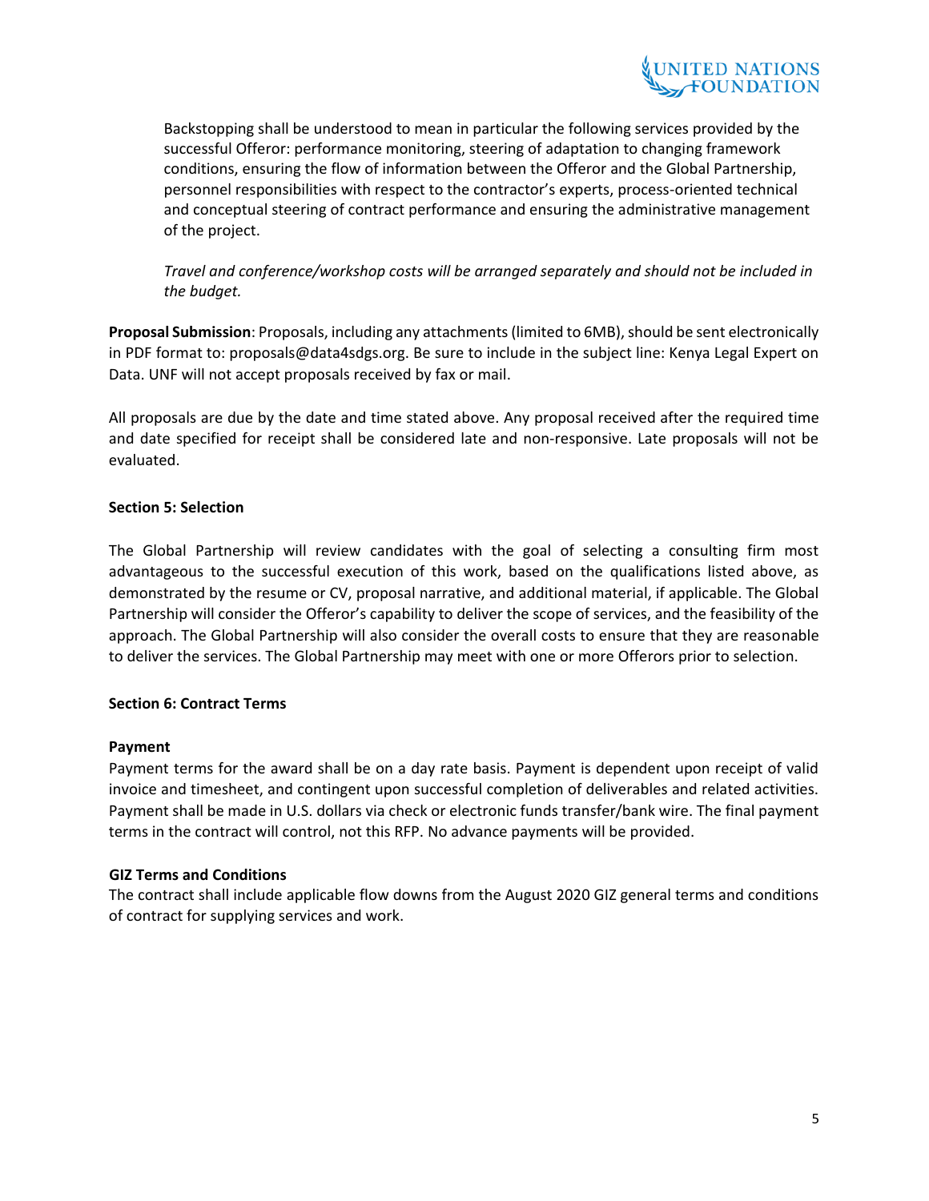Backstopping shall be understood to mean in particular the following services provided by the successful Offeror: performance monitoring, steering of adaptation to changing framework conditions, ensuring the flow of information between the Offeror and the Global Partnership, personnel responsibilities with respect to the contractor's experts, process-oriented technical and conceptual steering of contract performance and ensuring the administrative management of the project.

*Travel and conference/workshop costs will be arranged separately and should not be included in the budget.*

**Proposal Submission**: Proposals, including any attachments (limited to 6MB), should be sent electronically in PDF format to: proposals@data4sdgs.org. Be sure to include in the subject line: Kenya Legal Expert on Data. UNF will not accept proposals received by fax or mail.

All proposals are due by the date and time stated above. Any proposal received after the required time and date specified for receipt shall be considered late and non-responsive. Late proposals will not be evaluated.

**Section 5: Selection**

The Global Partnership will review candidates with the goal of selecting a consulting firm most advantageous to the successful execution of this work, based on the qualifications listed above, as demonstrated by the resume or CV, proposal narrative, and additional material, if applicable. The Global Partnership will consider the Offeror's capability to deliver the scope of services, and the feasibility of the approach. The Global Partnership will also consider the overall costs to ensure that they are reasonable to deliver the services. The Global Partnership may meet with one or more Offerors prior to selection.

**Section 6: Contract Terms**

**Payment**

Payment terms for the award shall be on a day rate basis. Payment is dependent upon receipt of valid invoice and timesheet, and contingent upon successful completion of deliverables and related activities. Payment shall be made in U.S. dollars via check or electronic funds transfer/bank wire. The final payment terms in the contract will control, not this RFP. No advance payments will be provided.

**GIZ Terms and Conditions**

The contract shall include applicable flow downs from the August 2020 GIZ general terms and conditions of contract for supplying services and work.